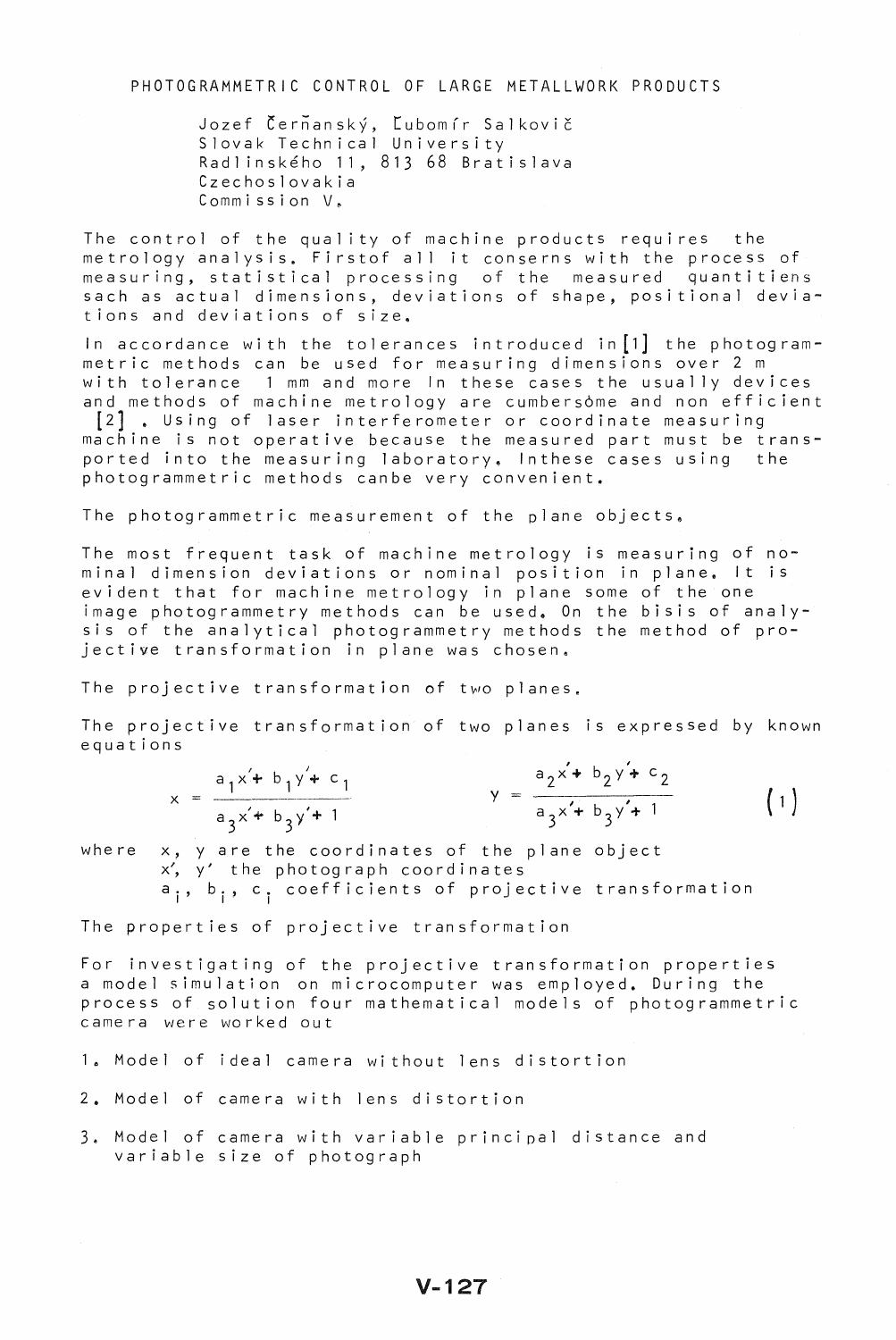# PHOTOGRAMMETRIC CONTROL OF LARGE METALLWORK PRODUCTS

Jozef Čerňanský, Ľubomír Salkovič
Slovak Technical University
Radlinského 11, 813 68 Bratislava
Czechoslovakia
Commission V.

The control of the quality of machine products requires the metrology analysis. Firstof all it conserns with the process of measuring, statistical processing of the measured quantitiens sach as actual dimensions, deviations of shape, positional deviations and deviations of size.

In accordance with the tolerances introduced in [1] the photogrammetric methods can be used for measuring dimensions over 2 m with tolerance 1 mm and more In these cases the usually devices and methods of machine metrology are cumbersome and non efficient [2] . Using of laser interferometer or coordinate measuring machine is not operative because the measured part must be transported into the measuring laboratory. Inthese cases using the photogrammetric methods canbe very convenient.

## The photogrammetric measurement of the plane objects.

The most frequent task of machine metrology is measuring of nominal dimension deviations or nominal position in plane. It is evident that for machine metrology in plane some of the one image photogrammetry methods can be used. On the bisis of analysis of the analytical photogrammetry methods the method of projective transformation in plane was chosen.

## The projective transformation of two planes.

The projective transformation of two planes is expressed by known equations

$$x = \frac{a_1 x' + b_1 y' + c_1}{a_3 x' + b_3 y' + 1} \qquad y = \frac{a_2 x' + b_2 y' + c_2}{a_3 x' + b_3 y' + 1} \qquad (1)$$

where $x$, $y$ are the coordinates of the plane object
$x'$, $y'$ the photograph coordinates
$a_i$, $b_i$, $c_i$ coefficients of projective transformation

## The properties of projective transformation

For investigating of the projective transformation properties a model simulation on microcomputer was employed. During the process of solution four mathematical models of photogrammetric camera were worked out

1. Model of ideal camera without lens distortion
2. Model of camera with lens distortion
3. Model of camera with variable principal distance and variable size of photograph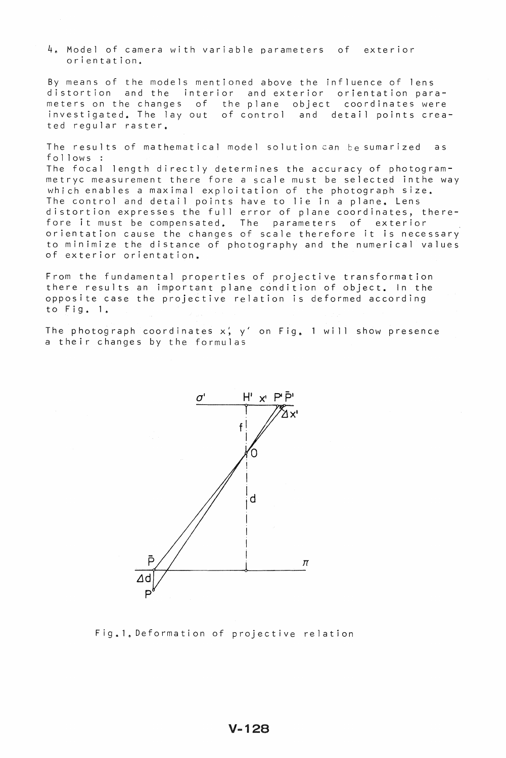## 4. Model of camera with variable parameters of exterior orientation.

By means of the models mentioned above the influence of lens distortion and the interior and exterior orientation parameters on the changes of the plane object coordinates were investigated. The lay out of control and detail points created regular raster.

The results of mathematical model solution can be sumarized as follows :

The focal length directly determines the accuracy of photogrammetryc measurement there fore a scale must be selected inthe way which enables a maximal exploitation of the photograph size. The control and detail points have to lie in a plane. Lens distortion expresses the full error of plane coordinates, therefore it must be compensated. The parameters of exterior orientation cause the changes of scale therefore it is necessary to minimize the distance of photography and the numerical values of exterior orientation.

From the fundamental properties of projective transformation there results an important plane condition of object. In the opposite case the projective relation is deformed according to Fig. 1.

The photograph coordinates x', y' on Fig. 1 will show presence a their changes by the formulas

Fig.1. Deformation of projective relation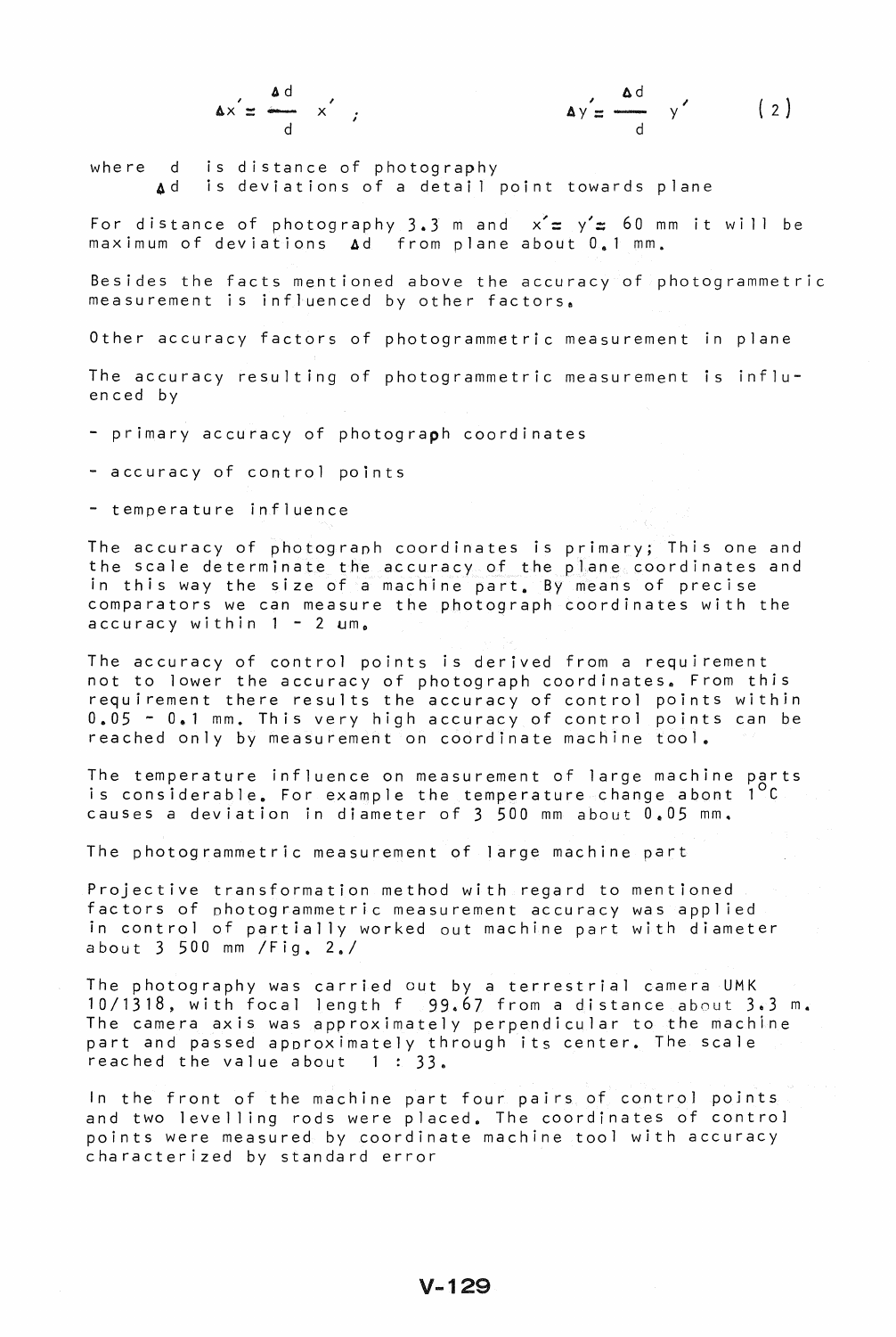$$\Delta x' = \frac{\Delta d}{d} x' \quad ; \qquad \Delta y' = \frac{\Delta d}{d} y' \qquad (2)$$

where $d$ is distance of photography
$\Delta d$ is deviations of a detail point towards plane

For distance of photography 3.3 m and $x' = y' = 60$ mm it will be maximum of deviations $\Delta d$ from plane about 0.1 mm.

Besides the facts mentioned above the accuracy of photogrammetric measurement is influenced by other factors.

Other accuracy factors of photogrammetric measurement in plane

The accuracy resulting of photogrammetric measurement is influenced by

- primary accuracy of photograph coordinates
- accuracy of control points
- temperature influence

The accuracy of photograph coordinates is primary; This one and the scale determinate the accuracy of the plane coordinates and in this way the size of a machine part. By means of precise comparators we can measure the photograph coordinates with the accuracy within 1 - 2 μm.

The accuracy of control points is derived from a requirement not to lower the accuracy of photograph coordinates. From this requirement there results the accuracy of control points within 0.05 - 0.1 mm. This very high accuracy of control points can be reached only by measurement on coordinate machine tool.

The temperature influence on measurement of large machine parts is considerable. For example the temperature change abont 1°C causes a deviation in diameter of 3 500 mm about 0.05 mm.

The photogrammetric measurement of large machine part

Projective transformation method with regard to mentioned factors of photogrammetric measurement accuracy was applied in control of partially worked out machine part with diameter about 3 500 mm /Fig. 2./

The photography was carried out by a terrestrial camera UMK 10/1318, with focal length f 99.67 from a distance about 3.3 m. The camera axis was approximately perpendicular to the machine part and passed approximately through its center. The scale reached the value about 1 : 33.

In the front of the machine part four pairs of control points and two levelling rods were placed. The coordinates of control points were measured by coordinate machine tool with accuracy characterized by standard error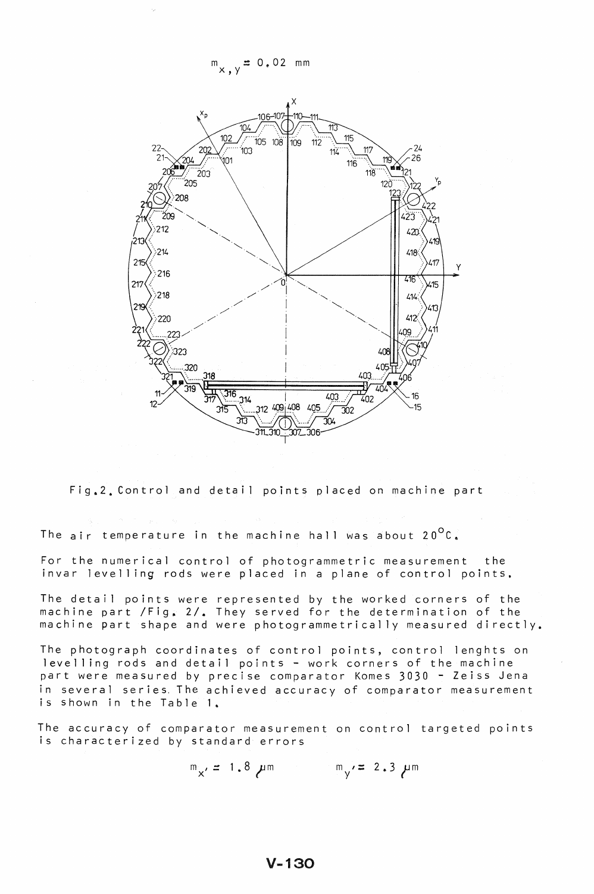$m_{x,y} = 0.02$ mm

Fig.2. Control and detail points placed on machine part

The air temperature in the machine hall was about 20°C.

For the numerical control of photogrammetric measurement the invar levelling rods were placed in a plane of control points.

The detail points were represented by the worked corners of the machine part /Fig. 2/. They served for the determination of the machine part shape and were photogrammetrically measured directly.

The photograph coordinates of control points, control lenghts on levelling rods and detail points - work corners of the machine part were measured by precise comparator Komes 3030 - Zeiss Jena in several series. The achieved accuracy of comparator measurement is shown in the Table 1.

The accuracy of comparator measurement on control targeted points is characterized by standard errors

$$m_{x'} = 1.8 \ \mu m \qquad m_{y'} = 2.3 \ \mu m$$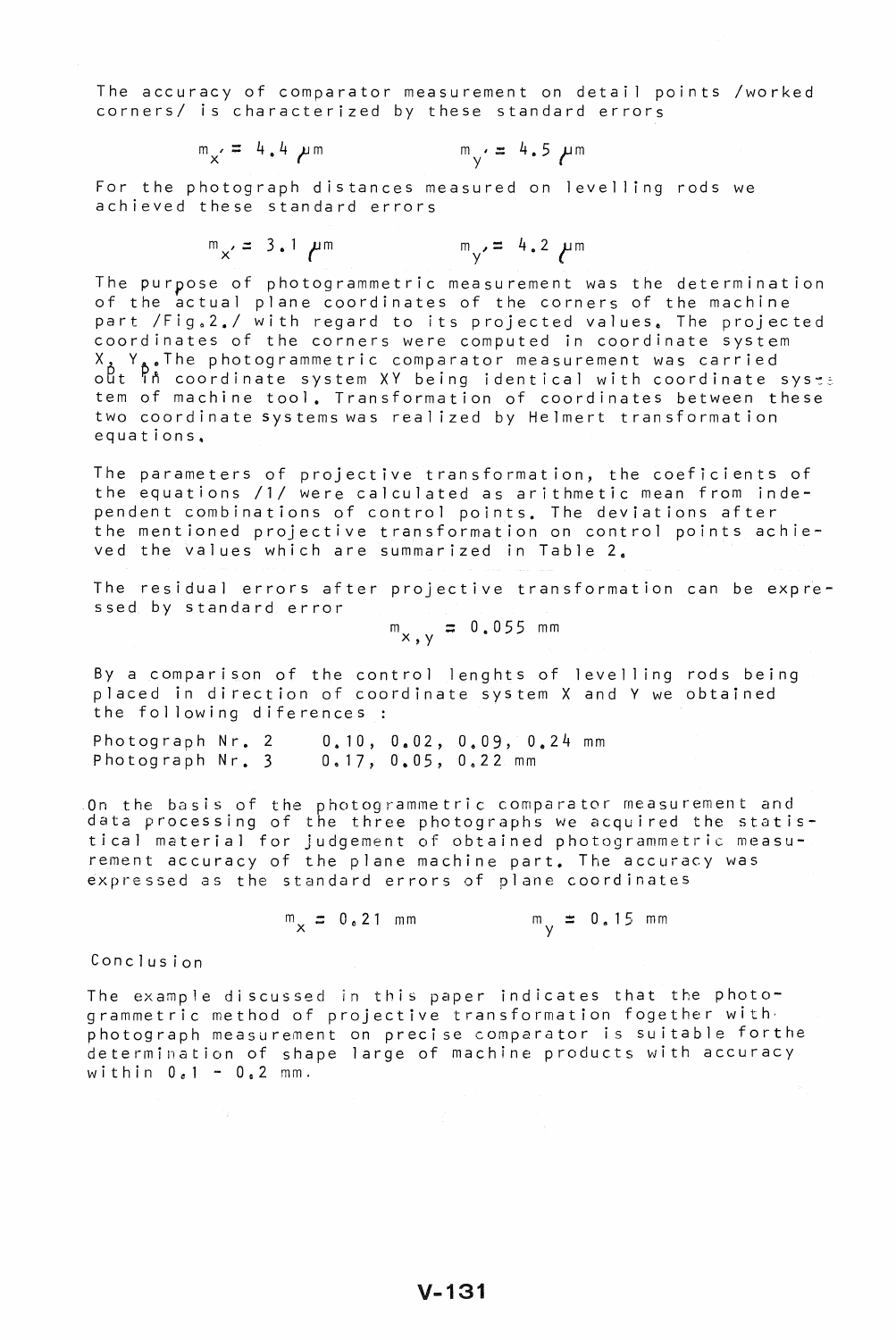The accuracy of comparator measurement on detail points /worked corners/ is characterized by these standard errors

$$m_{x'} = 4.4\ \mu m \qquad m_{y'} = 4.5\ \mu m$$

For the photograph distances measured on levelling rods we achieved these standard errors

$$m_{x'} = 3.1\ \mu m \qquad m_{y'} = 4.2\ \mu m$$

The purpose of photogrammetric measurement was the determination of the actual plane coordinates of the corners of the machine part /Fig.2./ with regard to its projected values. The projected coordinates of the corners were computed in coordinate system $X_p$ $Y_p$. The photogrammetric comparator measurement was carried out in coordinate system XY being identical with coordinate system of machine tool. Transformation of coordinates between these two coordinate systems was realized by Helmert transformation equations.

The parameters of projective transformation, the coeficients of the equations /1/ were calculated as arithmetic mean from independent combinations of control points. The deviations after the mentioned projective transformation on control points achieved the values which are summarized in Table 2.

The residual errors after projective transformation can be expressed by standard error

$$m_{x,y} = 0.055\ \text{mm}$$

By a comparison of the control lenghts of levelling rods being placed in direction of coordinate system X and Y we obtained the following diferences :

Photograph Nr. 2 &nbsp;&nbsp;&nbsp; 0.10, 0.02, 0.09, 0.24 mm
Photograph Nr. 3 &nbsp;&nbsp;&nbsp; 0.17, 0.05, 0.22 mm

On the basis of the photogrammetric comparator measurement and data processing of the three photographs we acquired the statistical material for judgement of obtained photogrammetric measurement accuracy of the plane machine part. The accuracy was expressed as the standard errors of plane coordinates

$$m_x = 0.21\ \text{mm} \qquad m_y = 0.15\ \text{mm}$$

## Conclusion

The example discussed in this paper indicates that the photogrammetric method of projective transformation fogether with photograph measurement on precise comparator is suitable forthe determination of shape large of machine products with accuracy within 0.1 - 0.2 mm.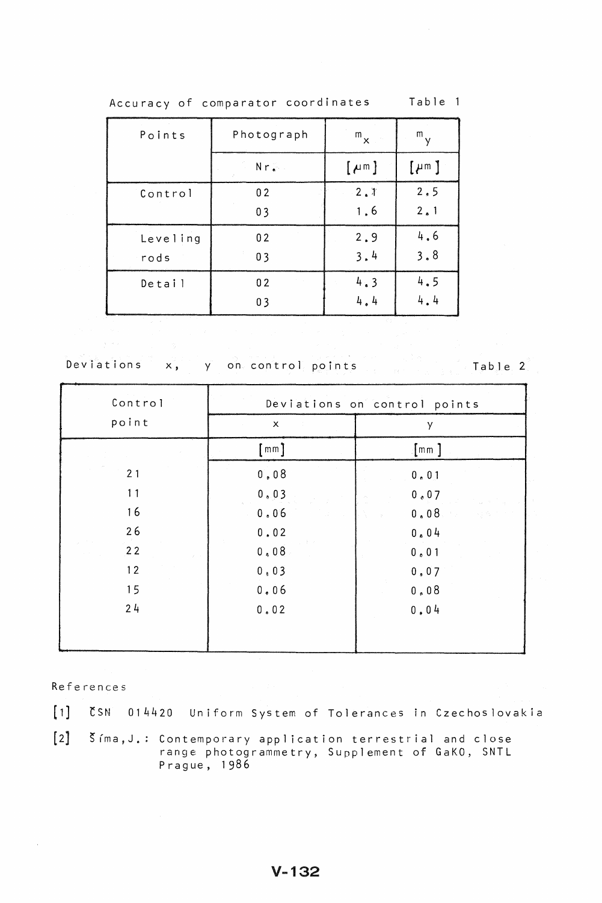Accuracy of comparator coordinates Table 1

| Points | Photograph | $m_x$ | $m_y$ |
|---|---|---|---|
| | Nr. | [μm] | [μm] |
| Control | 02 | 2.1 | 2.5 |
| | 03 | 1.6 | 2.1 |
| Leveling rods | 02 | 2.9 | 4.6 |
| | 03 | 3.4 | 3.8 |
| Detail | 02 | 4.3 | 4.5 |
| | 03 | 4.4 | 4.4 |

Deviations x, y on control points Table 2

| Control point | Deviations on control points | |
|---|---|---|
| | x | y |
| | [mm] | [mm] |
| 21 | 0.08 | 0.01 |
| 11 | 0.03 | 0.07 |
| 16 | 0.06 | 0.08 |
| 26 | 0.02 | 0.04 |
| 22 | 0.08 | 0.01 |
| 12 | 0.03 | 0.07 |
| 15 | 0.06 | 0.08 |
| 24 | 0.02 | 0.04 |

References

[1] ČSN 014420 Uniform System of Tolerances in Czechoslovakia

[2] Šíma, J.: Contemporary application terrestrial and close range photogrammetry, Supplement of GaKO, SNTL Prague, 1986